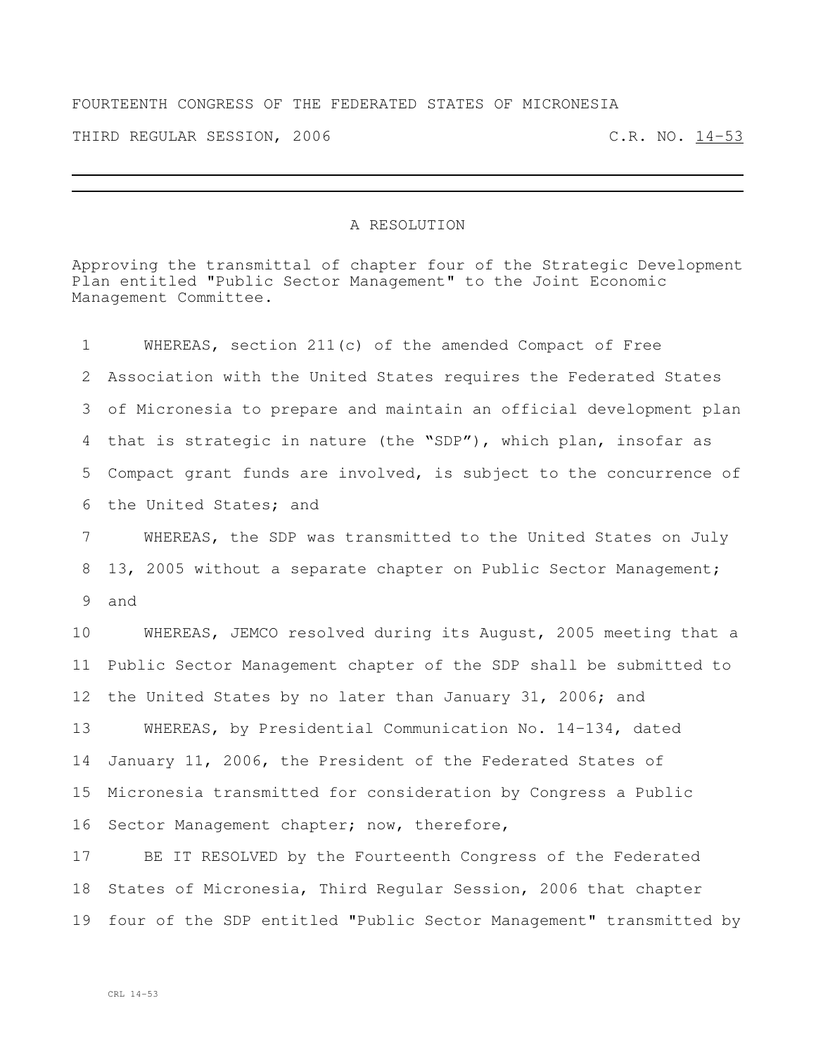FOURTEENTH CONGRESS OF THE FEDERATED STATES OF MICRONESIA

THIRD REGULAR SESSION, 2006 C.R. NO. 14-53

# A RESOLUTION

Approving the transmittal of chapter four of the Strategic Development Plan entitled "Public Sector Management" to the Joint Economic Management Committee.

1 WHEREAS, section 211(c) of the amended Compact of Free
2 Association with the United States requires the Federated States
3 of Micronesia to prepare and maintain an official development plan
4 that is strategic in nature (the "SDP"), which plan, insofar as
5 Compact grant funds are involved, is subject to the concurrence of
6 the United States; and

7 WHEREAS, the SDP was transmitted to the United States on July
8 13, 2005 without a separate chapter on Public Sector Management;
9 and

10 WHEREAS, JEMCO resolved during its August, 2005 meeting that a
11 Public Sector Management chapter of the SDP shall be submitted to
12 the United States by no later than January 31, 2006; and

13 WHEREAS, by Presidential Communication No. 14-134, dated
14 January 11, 2006, the President of the Federated States of
15 Micronesia transmitted for consideration by Congress a Public
16 Sector Management chapter; now, therefore,

17 BE IT RESOLVED by the Fourteenth Congress of the Federated
18 States of Micronesia, Third Regular Session, 2006 that chapter
19 four of the SDP entitled "Public Sector Management" transmitted by

CRL 14-53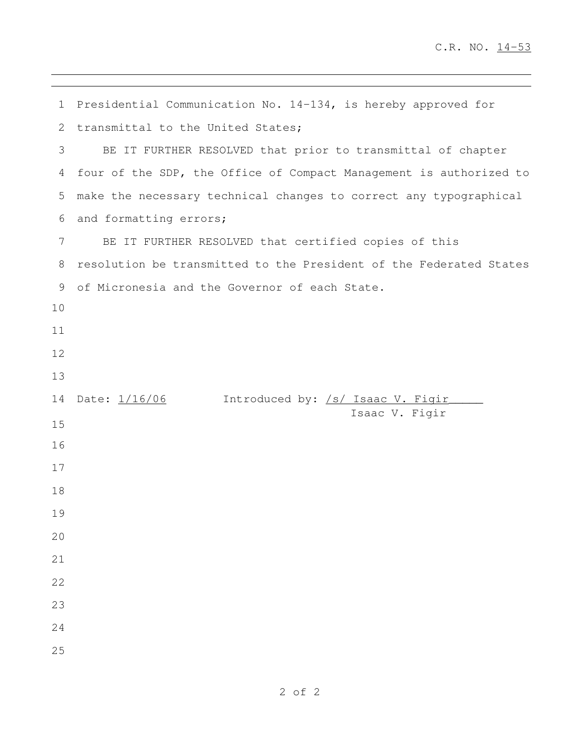C.R. NO. 14-53

Presidential Communication No. 14-134, is hereby approved for transmittal to the United States;

BE IT FURTHER RESOLVED that prior to transmittal of chapter four of the SDP, the Office of Compact Management is authorized to make the necessary technical changes to correct any typographical and formatting errors;

BE IT FURTHER RESOLVED that certified copies of this resolution be transmitted to the President of the Federated States of Micronesia and the Governor of each State.

Date: 1/16/06 Introduced by: /s/ Isaac V. Figir
Isaac V. Figir